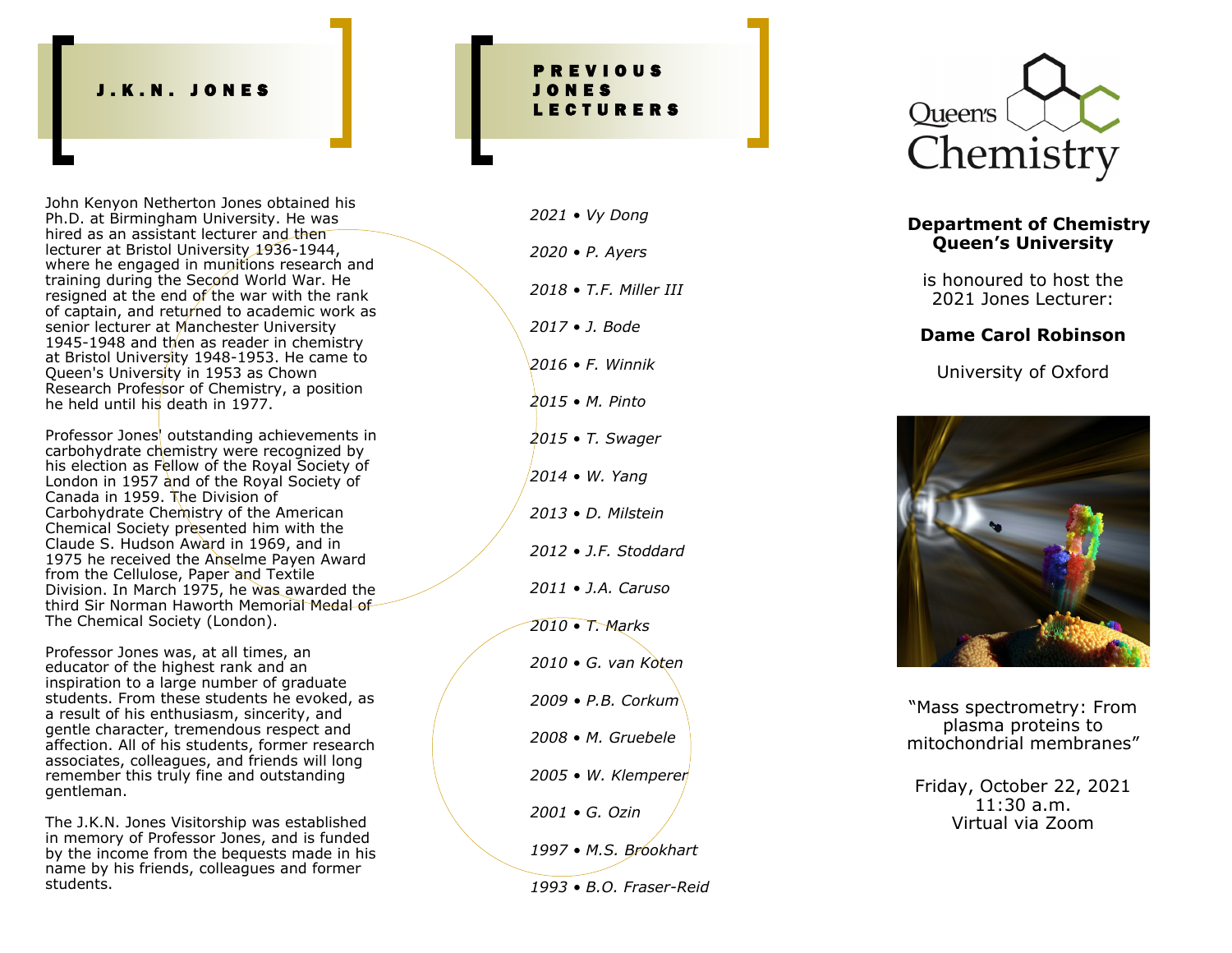## J.K.N. JONES

John Kenyon Netherton Jones obtained his Ph.D. at Birmingham University. He was hired as an assistant lecturer and then lecturer at Bristol University 1936-1944, where he engaged in munitions research and training during the Second World War. He resigned at the end of the war with the rank of captain, and returned to academic work as senior lecturer at Manchester University 1945-1948 and then as reader in chemistry at Bristol University 1948-1953. He came to Queen's University in 1953 as Chown Research Professor of Chemistry, a position he held until his death in 1977.

Professor Jones' outstanding achievements in carbohydrate chemistry were recognized by his election as Fellow of the Royal Society of London in 1957 and of the Royal Society of Canada in 1959. The Division of Carbohydrate Chemistry of the American Chemical Society presented him with the Claude S. Hudson Award in 1969, and in 1975 he received the Anselme Payen Award from the Cellulose, Paper and Textile Division. In March 1975, he was awarded the third Sir Norman Haworth Memorial Medal of The Chemical Society (London).

Professor Jones was, at all times, an educator of the highest rank and an inspiration to a large number of graduate students. From these students he evoked, as a result of his enthusiasm, sincerity, and gentle character, tremendous respect and affection. All of his students, former research associates, colleagues, and friends will long remember this truly fine and outstanding gentleman.

The J.K.N. Jones Visitorship was established in memory of Professor Jones, and is funded by the income from the bequests made in his name by his friends, colleagues and former students.

## PREVIOUS JONES LECTURERS

*2021 • Vy Dong*

*2020 • P. Ayers*

*2018 • T.F. Miller III*

*2017 • J. Bode*

*2016 • F. Winnik*

*2015 • M. Pinto*

*2015 • T. Swager*

*2014 • W. Yang*

*2013 • D. Milstein*

*2012 • J.F. Stoddard*

*2011 • J.A. Caruso*

*2010 • T. Marks*

*2010 • G. van Koten*

*2009 • P.B. Corkum*

*2008 • M. Gruebele*

*2005 • W. Klemperer*

*2001 • G. Ozin*

*1997 • M.S. Brookhart*

*1993 • B.O. Fraser-Reid*

Queen's Chemistry

**Department of Chemistry**
**Queen's University**

is honoured to host the 2021 Jones Lecturer:

**Dame Carol Robinson**

University of Oxford

"Mass spectrometry: From plasma proteins to mitochondrial membranes"

Friday, October 22, 2021
11:30 a.m.
Virtual via Zoom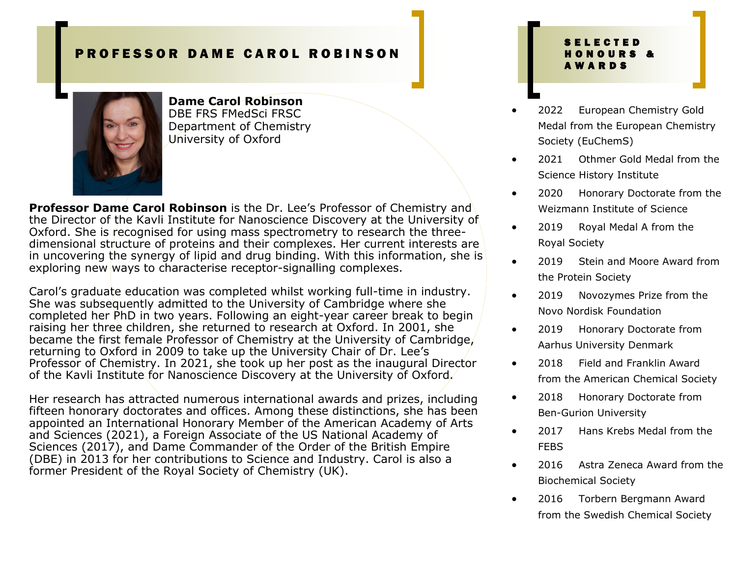# PROFESSOR DAME CAROL ROBINSON

**Dame Carol Robinson**
DBE FRS FMedSci FRSC
Department of Chemistry
University of Oxford

**Professor Dame Carol Robinson** is the Dr. Lee's Professor of Chemistry and the Director of the Kavli Institute for Nanoscience Discovery at the University of Oxford. She is recognised for using mass spectrometry to research the three-dimensional structure of proteins and their complexes. Her current interests are in uncovering the synergy of lipid and drug binding. With this information, she is exploring new ways to characterise receptor-signalling complexes.

Carol's graduate education was completed whilst working full-time in industry. She was subsequently admitted to the University of Cambridge where she completed her PhD in two years. Following an eight-year career break to begin raising her three children, she returned to research at Oxford. In 2001, she became the first female Professor of Chemistry at the University of Cambridge, returning to Oxford in 2009 to take up the University Chair of Dr. Lee's Professor of Chemistry. In 2021, she took up her post as the inaugural Director of the Kavli Institute for Nanoscience Discovery at the University of Oxford.

Her research has attracted numerous international awards and prizes, including fifteen honorary doctorates and offices. Among these distinctions, she has been appointed an International Honorary Member of the American Academy of Arts and Sciences (2021), a Foreign Associate of the US National Academy of Sciences (2017), and Dame Commander of the Order of the British Empire (DBE) in 2013 for her contributions to Science and Industry. Carol is also a former President of the Royal Society of Chemistry (UK).

## SELECTED HONOURS & AWARDS

- 2022 European Chemistry Gold Medal from the European Chemistry Society (EuChemS)
- 2021 Othmer Gold Medal from the Science History Institute
- 2020 Honorary Doctorate from the Weizmann Institute of Science
- 2019 Royal Medal A from the Royal Society
- 2019 Stein and Moore Award from the Protein Society
- 2019 Novozymes Prize from the Novo Nordisk Foundation
- 2019 Honorary Doctorate from Aarhus University Denmark
- 2018 Field and Franklin Award from the American Chemical Society
- 2018 Honorary Doctorate from Ben-Gurion University
- 2017 Hans Krebs Medal from the FEBS
- 2016 Astra Zeneca Award from the Biochemical Society
- 2016 Torbern Bergmann Award from the Swedish Chemical Society